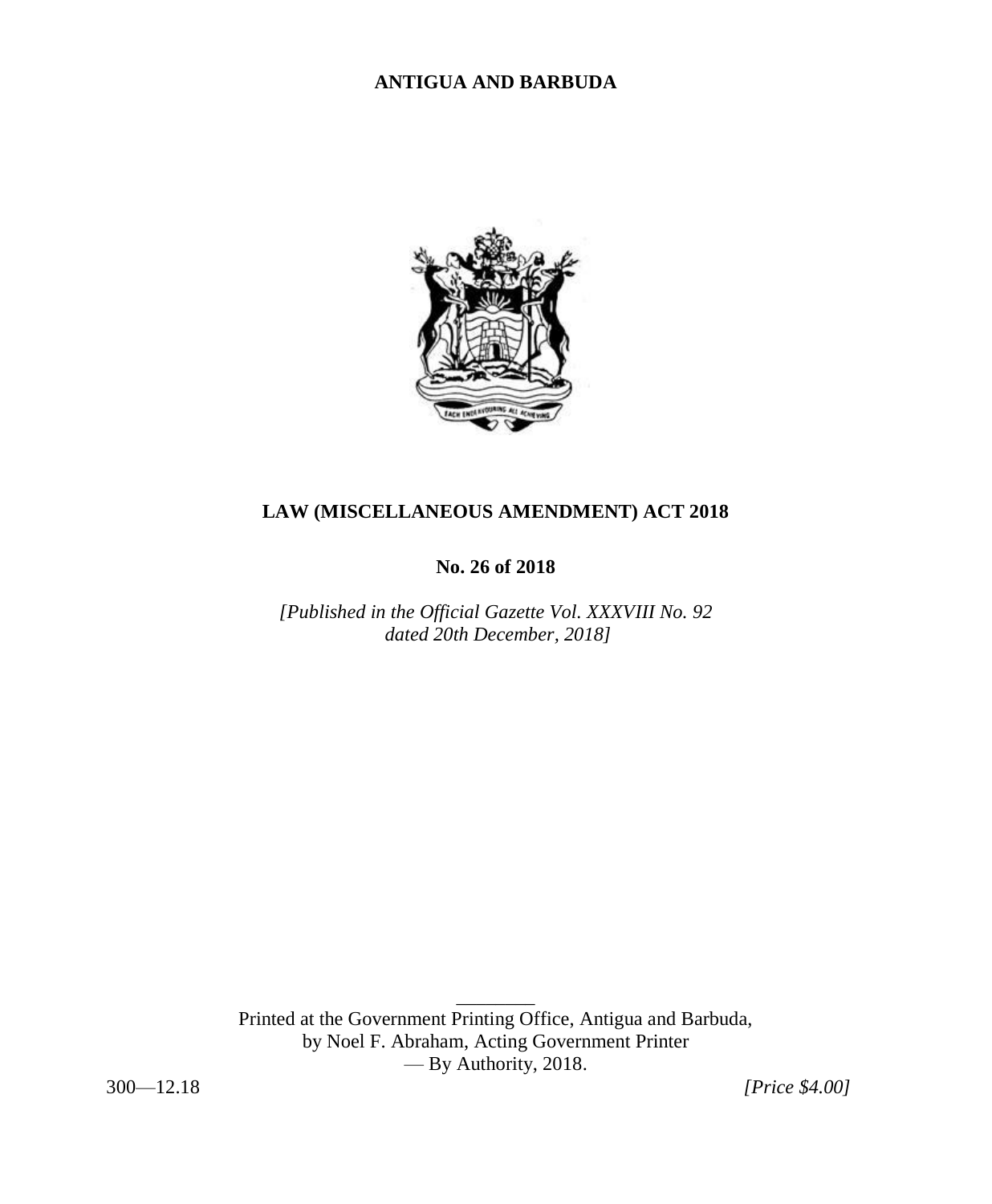# ANTIGUA AND BARBUDA

## LAW (MISCELLANEOUS AMENDMENT) ACT 2018

**No. 26 of 2018**

*[Published in the Official Gazette Vol. XXXVIII No. 92 dated 20th December, 2018]*

Printed at the Government Printing Office, Antigua and Barbuda, by Noel F. Abraham, Acting Government Printer — By Authority, 2018.

300—12.18 *[Price $4.00]*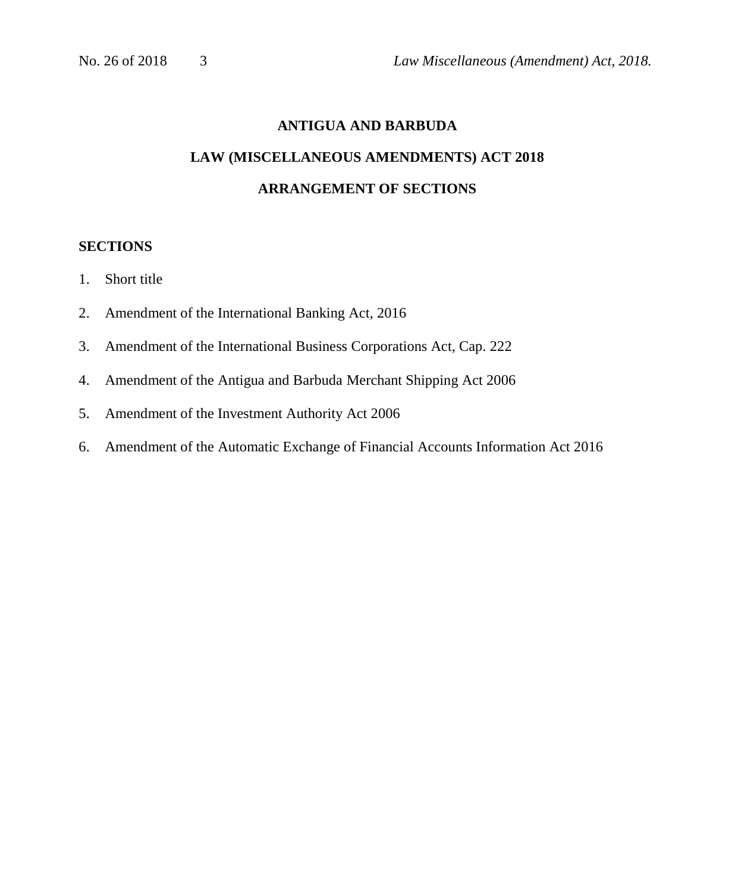# ANTIGUA AND BARBUDA

## LAW (MISCELLANEOUS AMENDMENTS) ACT 2018

## ARRANGEMENT OF SECTIONS

**SECTIONS**

1. Short title
2. Amendment of the International Banking Act, 2016
3. Amendment of the International Business Corporations Act, Cap. 222
4. Amendment of the Antigua and Barbuda Merchant Shipping Act 2006
5. Amendment of the Investment Authority Act 2006
6. Amendment of the Automatic Exchange of Financial Accounts Information Act 2016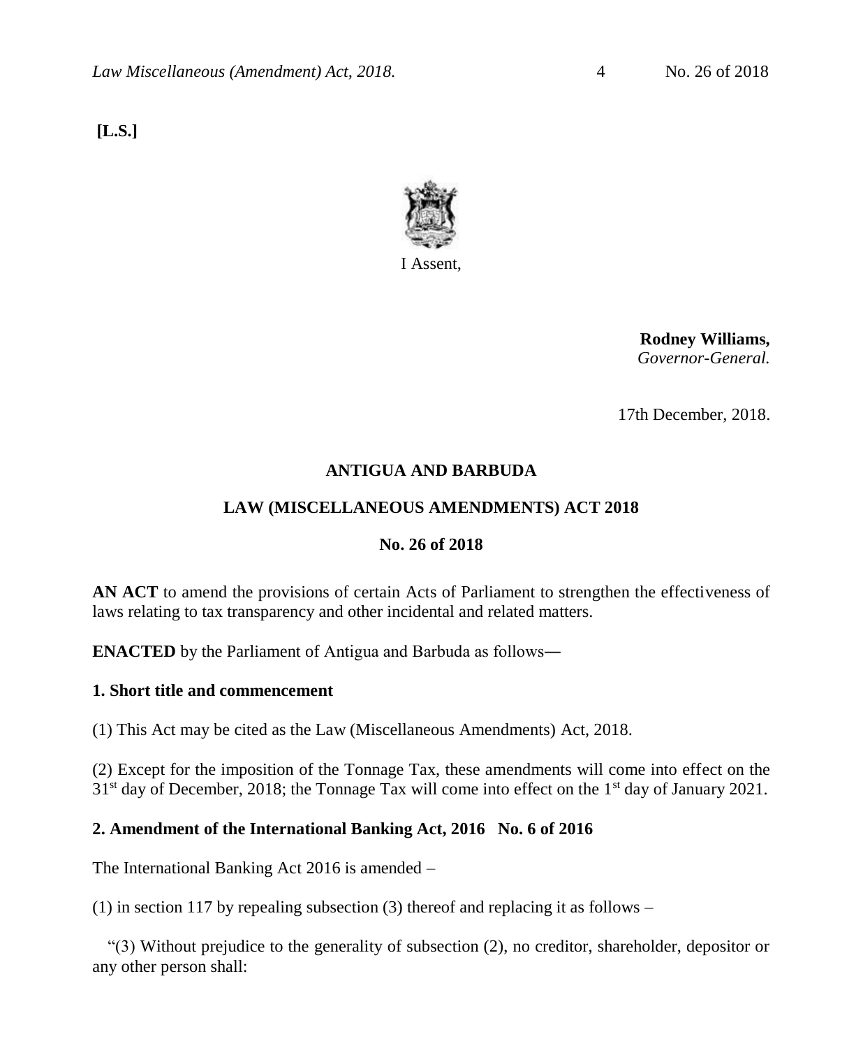**[L.S.]**

I Assent,

**Rodney Williams,**
*Governor-General.*

17th December, 2018.

## ANTIGUA AND BARBUDA

## LAW (MISCELLANEOUS AMENDMENTS) ACT 2018

## No. 26 of 2018

**AN ACT** to amend the provisions of certain Acts of Parliament to strengthen the effectiveness of laws relating to tax transparency and other incidental and related matters.

**ENACTED** by the Parliament of Antigua and Barbuda as follows―

### 1. Short title and commencement

(1) This Act may be cited as the Law (Miscellaneous Amendments) Act, 2018.

(2) Except for the imposition of the Tonnage Tax, these amendments will come into effect on the 31st day of December, 2018; the Tonnage Tax will come into effect on the 1st day of January 2021.

### 2. Amendment of the International Banking Act, 2016 No. 6 of 2016

The International Banking Act 2016 is amended –

(1) in section 117 by repealing subsection (3) thereof and replacing it as follows –

"(3) Without prejudice to the generality of subsection (2), no creditor, shareholder, depositor or any other person shall: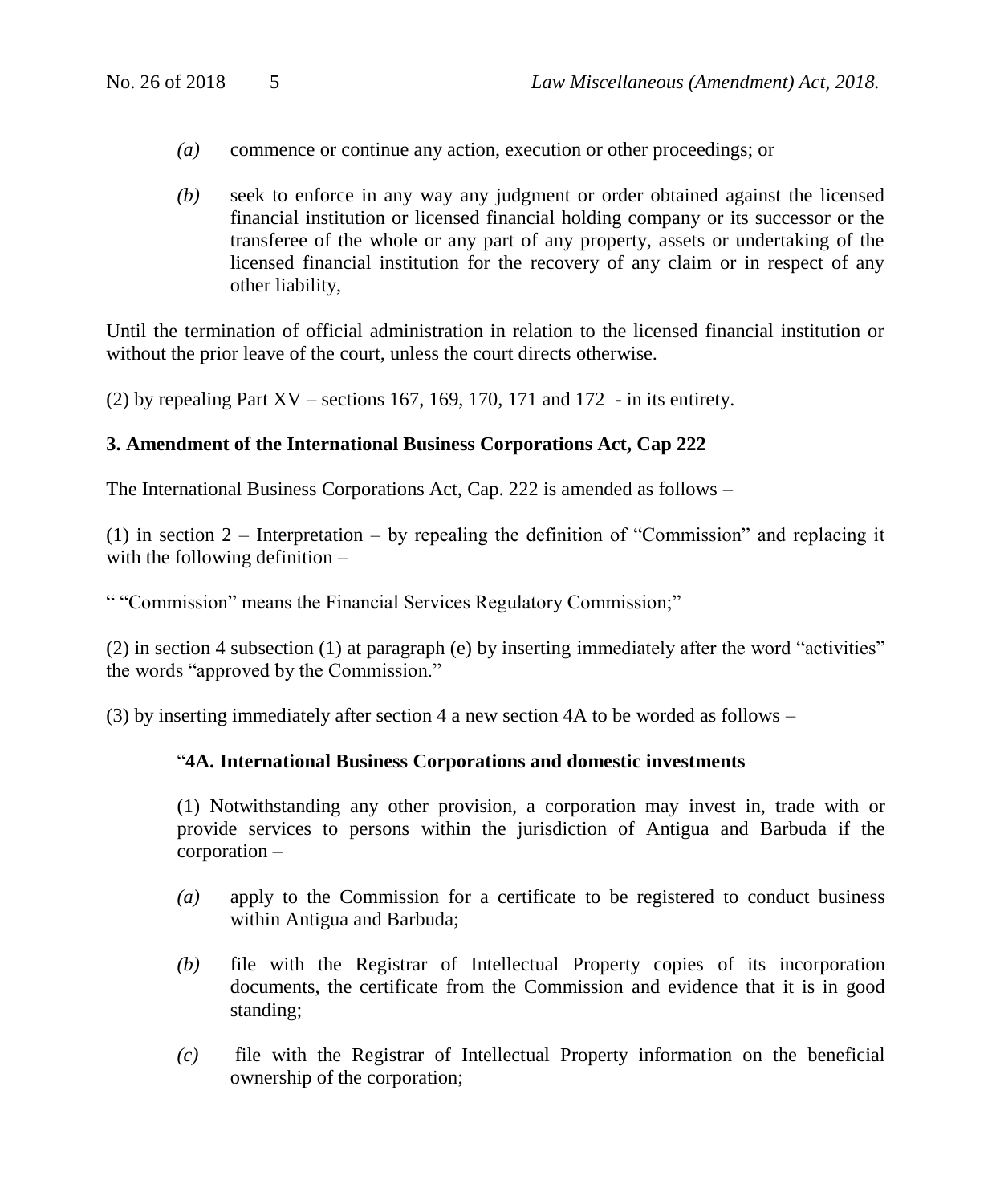*(a)* commence or continue any action, execution or other proceedings; or

*(b)* seek to enforce in any way any judgment or order obtained against the licensed financial institution or licensed financial holding company or its successor or the transferee of the whole or any part of any property, assets or undertaking of the licensed financial institution for the recovery of any claim or in respect of any other liability,

Until the termination of official administration in relation to the licensed financial institution or without the prior leave of the court, unless the court directs otherwise.

(2) by repealing Part XV – sections 167, 169, 170, 171 and 172 - in its entirety.

**3. Amendment of the International Business Corporations Act, Cap 222**

The International Business Corporations Act, Cap. 222 is amended as follows –

(1) in section 2 – Interpretation – by repealing the definition of "Commission" and replacing it with the following definition –

" "Commission" means the Financial Services Regulatory Commission;"

(2) in section 4 subsection (1) at paragraph (e) by inserting immediately after the word "activities" the words "approved by the Commission."

(3) by inserting immediately after section 4 a new section 4A to be worded as follows –

"**4A. International Business Corporations and domestic investments**

(1) Notwithstanding any other provision, a corporation may invest in, trade with or provide services to persons within the jurisdiction of Antigua and Barbuda if the corporation –

*(a)* apply to the Commission for a certificate to be registered to conduct business within Antigua and Barbuda;

*(b)* file with the Registrar of Intellectual Property copies of its incorporation documents, the certificate from the Commission and evidence that it is in good standing;

*(c)* file with the Registrar of Intellectual Property information on the beneficial ownership of the corporation;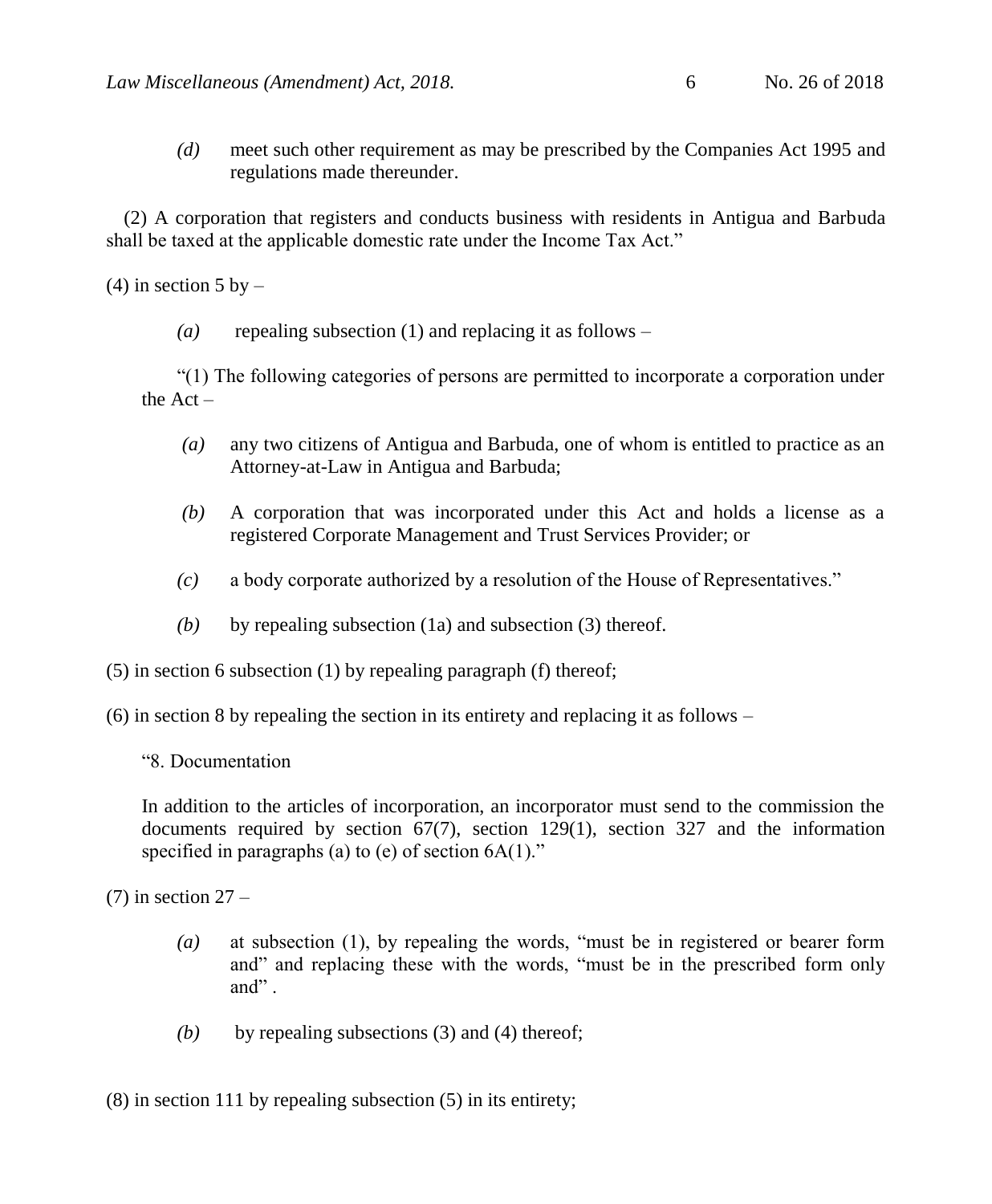*(d)* meet such other requirement as may be prescribed by the Companies Act 1995 and regulations made thereunder.

(2) A corporation that registers and conducts business with residents in Antigua and Barbuda shall be taxed at the applicable domestic rate under the Income Tax Act."

(4) in section 5 by –

*(a)* repealing subsection (1) and replacing it as follows –

"(1) The following categories of persons are permitted to incorporate a corporation under the Act –

*(a)* any two citizens of Antigua and Barbuda, one of whom is entitled to practice as an Attorney-at-Law in Antigua and Barbuda;

*(b)* A corporation that was incorporated under this Act and holds a license as a registered Corporate Management and Trust Services Provider; or

*(c)* a body corporate authorized by a resolution of the House of Representatives."

*(b)* by repealing subsection (1a) and subsection (3) thereof.

(5) in section 6 subsection (1) by repealing paragraph (f) thereof;

(6) in section 8 by repealing the section in its entirety and replacing it as follows –

"8. Documentation

In addition to the articles of incorporation, an incorporator must send to the commission the documents required by section 67(7), section 129(1), section 327 and the information specified in paragraphs (a) to (e) of section 6A(1)."

(7) in section 27 –

*(a)* at subsection (1), by repealing the words, "must be in registered or bearer form and" and replacing these with the words, "must be in the prescribed form only and" .

*(b)* by repealing subsections (3) and (4) thereof;

(8) in section 111 by repealing subsection (5) in its entirety;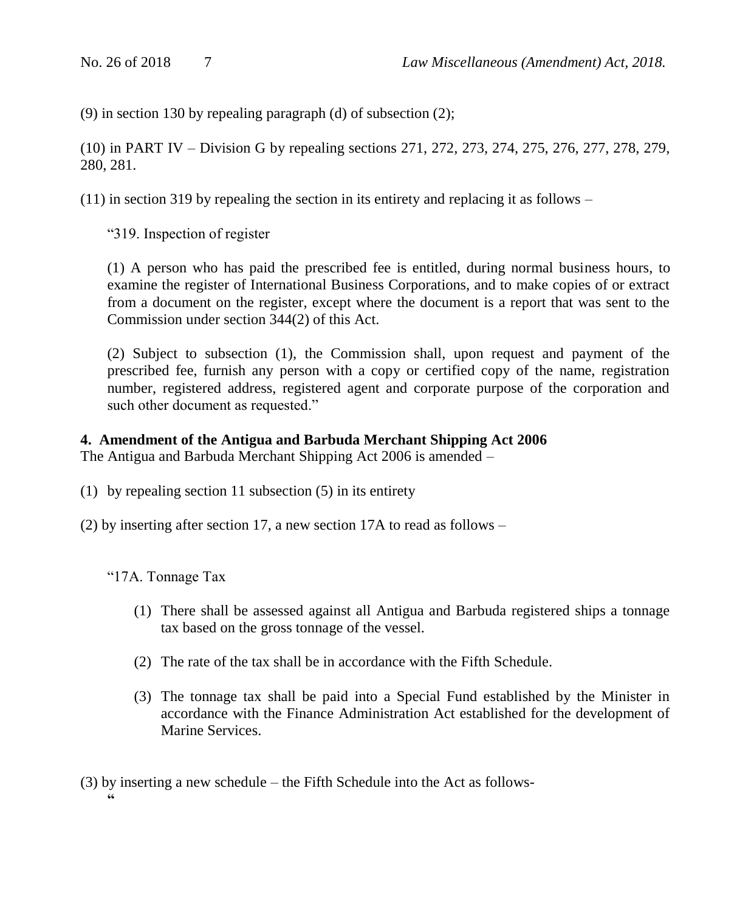(9) in section 130 by repealing paragraph (d) of subsection (2);

(10) in PART IV – Division G by repealing sections 271, 272, 273, 274, 275, 276, 277, 278, 279, 280, 281.

(11) in section 319 by repealing the section in its entirety and replacing it as follows –

"319. Inspection of register

(1) A person who has paid the prescribed fee is entitled, during normal business hours, to examine the register of International Business Corporations, and to make copies of or extract from a document on the register, except where the document is a report that was sent to the Commission under section 344(2) of this Act.

(2) Subject to subsection (1), the Commission shall, upon request and payment of the prescribed fee, furnish any person with a copy or certified copy of the name, registration number, registered address, registered agent and corporate purpose of the corporation and such other document as requested."

**4. Amendment of the Antigua and Barbuda Merchant Shipping Act 2006**

The Antigua and Barbuda Merchant Shipping Act 2006 is amended –

(1) by repealing section 11 subsection (5) in its entirety

(2) by inserting after section 17, a new section 17A to read as follows –

"17A. Tonnage Tax

(1) There shall be assessed against all Antigua and Barbuda registered ships a tonnage tax based on the gross tonnage of the vessel.

(2) The rate of the tax shall be in accordance with the Fifth Schedule.

(3) The tonnage tax shall be paid into a Special Fund established by the Minister in accordance with the Finance Administration Act established for the development of Marine Services.

(3) by inserting a new schedule – the Fifth Schedule into the Act as follows-

"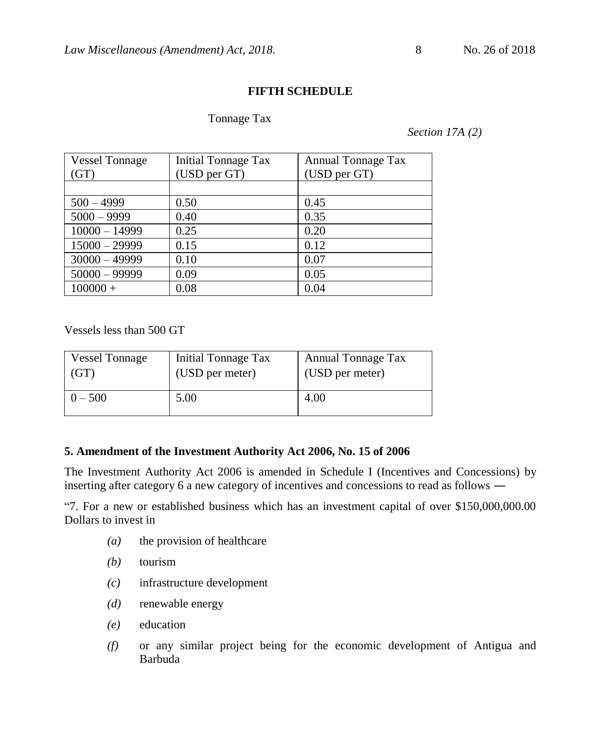## FIFTH SCHEDULE

Tonnage Tax

*Section 17A (2)*

| Vessel Tonnage (GT) | Initial Tonnage Tax (USD per GT) | Annual Tonnage Tax (USD per GT) |
|---|---|---|
| | | |
| 500 – 4999 | 0.50 | 0.45 |
| 5000 – 9999 | 0.40 | 0.35 |
| 10000 – 14999 | 0.25 | 0.20 |
| 15000 – 29999 | 0.15 | 0.12 |
| 30000 – 49999 | 0.10 | 0.07 |
| 50000 – 99999 | 0.09 | 0.05 |
| 100000 + | 0.08 | 0.04 |

Vessels less than 500 GT

| Vessel Tonnage (GT) | Initial Tonnage Tax (USD per meter) | Annual Tonnage Tax (USD per meter) |
|---|---|---|
| 0 – 500 | 5.00 | 4.00 |

**5. Amendment of the Investment Authority Act 2006, No. 15 of 2006**

The Investment Authority Act 2006 is amended in Schedule I (Incentives and Concessions) by inserting after category 6 a new category of incentives and concessions to read as follows ―

"7. For a new or established business which has an investment capital of over $150,000,000.00 Dollars to invest in

*(a)* the provision of healthcare

*(b)* tourism

*(c)* infrastructure development

*(d)* renewable energy

*(e)* education

*(f)* or any similar project being for the economic development of Antigua and Barbuda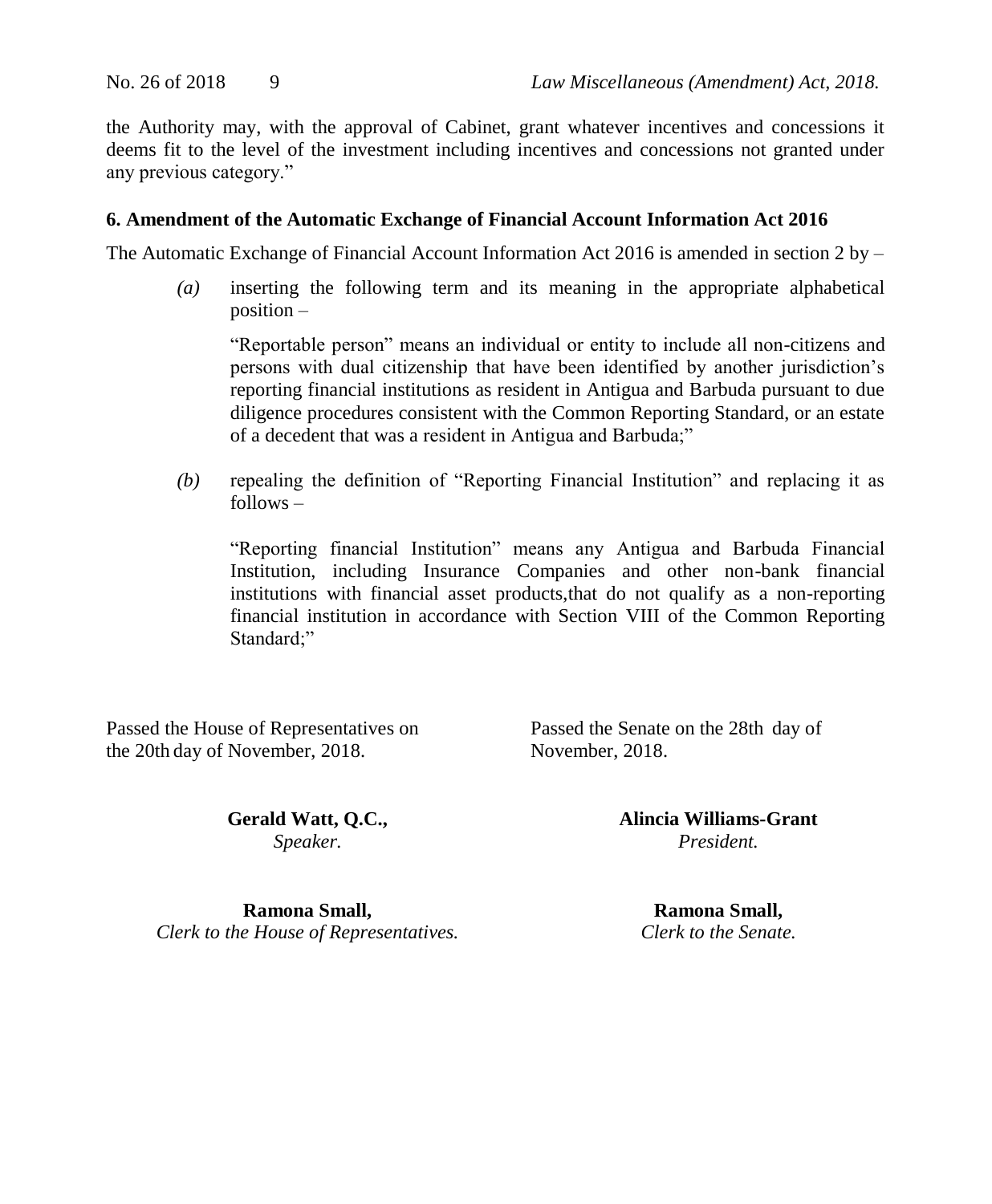the Authority may, with the approval of Cabinet, grant whatever incentives and concessions it deems fit to the level of the investment including incentives and concessions not granted under any previous category."

**6. Amendment of the Automatic Exchange of Financial Account Information Act 2016**

The Automatic Exchange of Financial Account Information Act 2016 is amended in section 2 by –

*(a)* inserting the following term and its meaning in the appropriate alphabetical position –

"Reportable person" means an individual or entity to include all non-citizens and persons with dual citizenship that have been identified by another jurisdiction's reporting financial institutions as resident in Antigua and Barbuda pursuant to due diligence procedures consistent with the Common Reporting Standard, or an estate of a decedent that was a resident in Antigua and Barbuda;"

*(b)* repealing the definition of "Reporting Financial Institution" and replacing it as follows –

"Reporting financial Institution" means any Antigua and Barbuda Financial Institution, including Insurance Companies and other non-bank financial institutions with financial asset products,that do not qualify as a non-reporting financial institution in accordance with Section VIII of the Common Reporting Standard;"

Passed the House of Representatives on the 20th day of November, 2018.

**Gerald Watt, Q.C.,**
*Speaker.*

**Ramona Small,**
*Clerk to the House of Representatives.*

Passed the Senate on the 28th day of November, 2018.

**Alincia Williams-Grant**
*President.*

**Ramona Small,**
*Clerk to the Senate.*